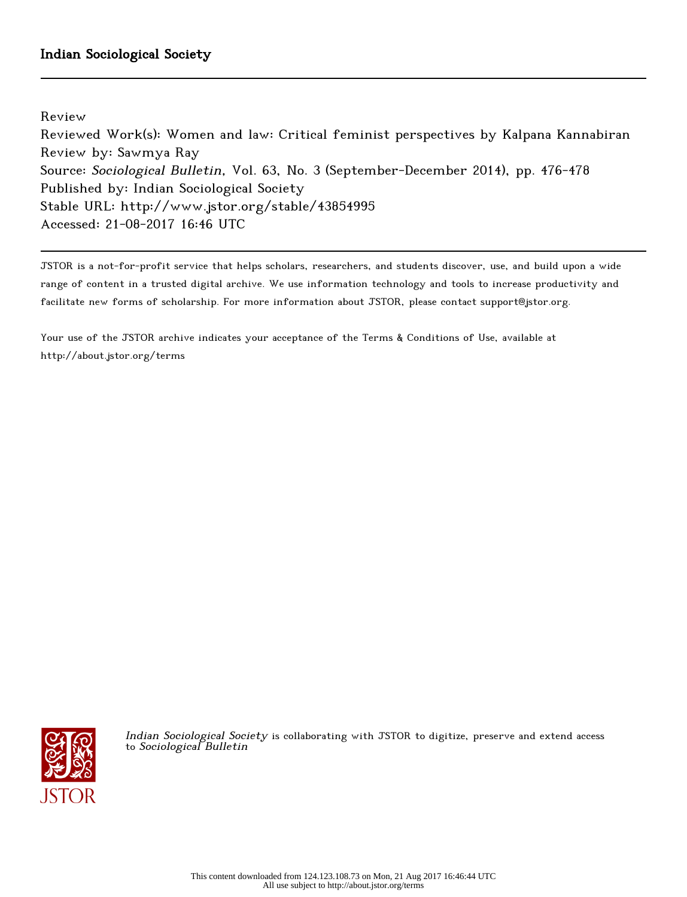Indian Sociological Society

Review
Reviewed Work(s): Women and law: Critical feminist perspectives by Kalpana Kannabiran
Review by: Sawmya Ray
Source: *Sociological Bulletin*, Vol. 63, No. 3 (September-December 2014), pp. 476-478
Published by: Indian Sociological Society
Stable URL: http://www.jstor.org/stable/43854995
Accessed: 21-08-2017 16:46 UTC

JSTOR is a not-for-profit service that helps scholars, researchers, and students discover, use, and build upon a wide range of content in a trusted digital archive. We use information technology and tools to increase productivity and facilitate new forms of scholarship. For more information about JSTOR, please contact support@jstor.org.

Your use of the JSTOR archive indicates your acceptance of the Terms & Conditions of Use, available at http://about.jstor.org/terms

*Indian Sociological Society* is collaborating with JSTOR to digitize, preserve and extend access to *Sociological Bulletin*

This content downloaded from 124.123.108.73 on Mon, 21 Aug 2017 16:46:44 UTC
All use subject to http://about.jstor.org/terms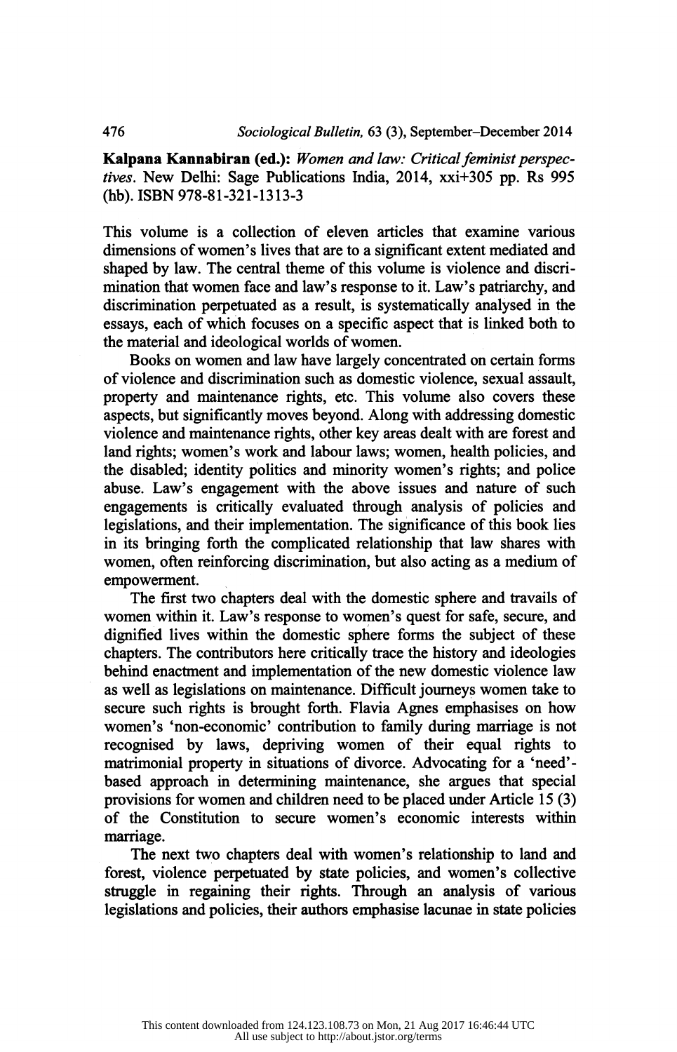**Kalpana Kannabiran (ed.):** *Women and law: Critical feminist perspectives*. New Delhi: Sage Publications India, 2014, xxi+305 pp. Rs 995 (hb). ISBN 978-81-321-1313-3

This volume is a collection of eleven articles that examine various dimensions of women's lives that are to a significant extent mediated and shaped by law. The central theme of this volume is violence and discrimination that women face and law's response to it. Law's patriarchy, and discrimination perpetuated as a result, is systematically analysed in the essays, each of which focuses on a specific aspect that is linked both to the material and ideological worlds of women.

Books on women and law have largely concentrated on certain forms of violence and discrimination such as domestic violence, sexual assault, property and maintenance rights, etc. This volume also covers these aspects, but significantly moves beyond. Along with addressing domestic violence and maintenance rights, other key areas dealt with are forest and land rights; women's work and labour laws; women, health policies, and the disabled; identity politics and minority women's rights; and police abuse. Law's engagement with the above issues and nature of such engagements is critically evaluated through analysis of policies and legislations, and their implementation. The significance of this book lies in its bringing forth the complicated relationship that law shares with women, often reinforcing discrimination, but also acting as a medium of empowerment.

The first two chapters deal with the domestic sphere and travails of women within it. Law's response to women's quest for safe, secure, and dignified lives within the domestic sphere forms the subject of these chapters. The contributors here critically trace the history and ideologies behind enactment and implementation of the new domestic violence law as well as legislations on maintenance. Difficult journeys women take to secure such rights is brought forth. Flavia Agnes emphasises on how women's 'non-economic' contribution to family during marriage is not recognised by laws, depriving women of their equal rights to matrimonial property in situations of divorce. Advocating for a 'need'-based approach in determining maintenance, she argues that special provisions for women and children need to be placed under Article 15 (3) of the Constitution to secure women's economic interests within marriage.

The next two chapters deal with women's relationship to land and forest, violence perpetuated by state policies, and women's collective struggle in regaining their rights. Through an analysis of various legislations and policies, their authors emphasise lacunae in state policies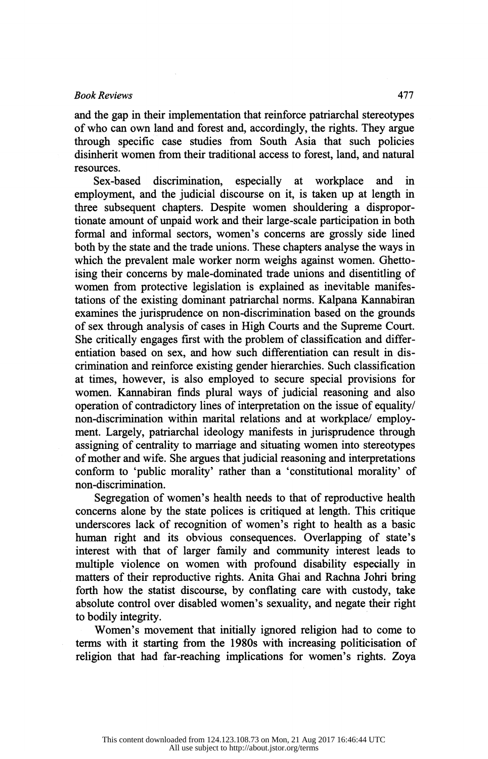and the gap in their implementation that reinforce patriarchal stereotypes of who can own land and forest and, accordingly, the rights. They argue through specific case studies from South Asia that such policies disinherit women from their traditional access to forest, land, and natural resources.

Sex-based discrimination, especially at workplace and in employment, and the judicial discourse on it, is taken up at length in three subsequent chapters. Despite women shouldering a disproportionate amount of unpaid work and their large-scale participation in both formal and informal sectors, women's concerns are grossly side lined both by the state and the trade unions. These chapters analyse the ways in which the prevalent male worker norm weighs against women. Ghettoising their concerns by male-dominated trade unions and disentitling of women from protective legislation is explained as inevitable manifestations of the existing dominant patriarchal norms. Kalpana Kannabiran examines the jurisprudence on non-discrimination based on the grounds of sex through analysis of cases in High Courts and the Supreme Court. She critically engages first with the problem of classification and differentiation based on sex, and how such differentiation can result in discrimination and reinforce existing gender hierarchies. Such classification at times, however, is also employed to secure special provisions for women. Kannabiran finds plural ways of judicial reasoning and also operation of contradictory lines of interpretation on the issue of equality/non-discrimination within marital relations and at workplace/ employment. Largely, patriarchal ideology manifests in jurisprudence through assigning of centrality to marriage and situating women into stereotypes of mother and wife. She argues that judicial reasoning and interpretations conform to 'public morality' rather than a 'constitutional morality' of non-discrimination.

Segregation of women's health needs to that of reproductive health concerns alone by the state polices is critiqued at length. This critique underscores lack of recognition of women's right to health as a basic human right and its obvious consequences. Overlapping of state's interest with that of larger family and community interest leads to multiple violence on women with profound disability especially in matters of their reproductive rights. Anita Ghai and Rachna Johri bring forth how the statist discourse, by conflating care with custody, take absolute control over disabled women's sexuality, and negate their right to bodily integrity.

Women's movement that initially ignored religion had to come to terms with it starting from the 1980s with increasing politicisation of religion that had far-reaching implications for women's rights. Zoya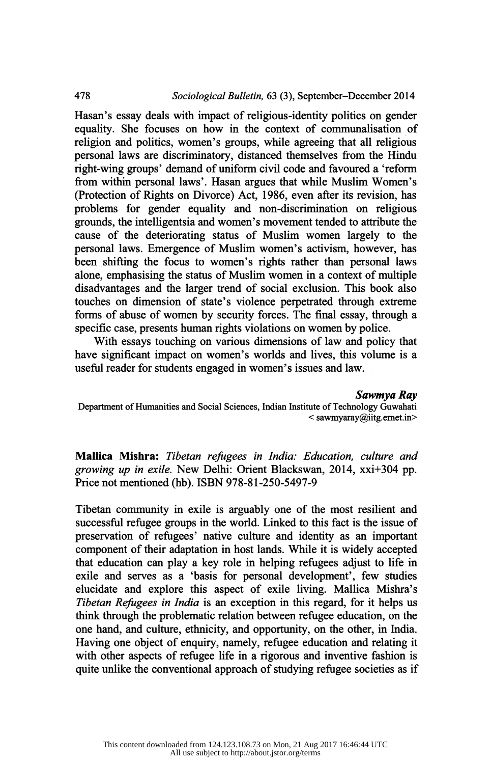Hasan's essay deals with impact of religious-identity politics on gender equality. She focuses on how in the context of communalisation of religion and politics, women's groups, while agreeing that all religious personal laws are discriminatory, distanced themselves from the Hindu right-wing groups' demand of uniform civil code and favoured a 'reform from within personal laws'. Hasan argues that while Muslim Women's (Protection of Rights on Divorce) Act, 1986, even after its revision, has problems for gender equality and non-discrimination on religious grounds, the intelligentsia and women's movement tended to attribute the cause of the deteriorating status of Muslim women largely to the personal laws. Emergence of Muslim women's activism, however, has been shifting the focus to women's rights rather than personal laws alone, emphasising the status of Muslim women in a context of multiple disadvantages and the larger trend of social exclusion. This book also touches on dimension of state's violence perpetrated through extreme forms of abuse of women by security forces. The final essay, through a specific case, presents human rights violations on women by police.

With essays touching on various dimensions of law and policy that have significant impact on women's worlds and lives, this volume is a useful reader for students engaged in women's issues and law.

***Sawmya Ray***
Department of Humanities and Social Sciences, Indian Institute of Technology Guwahati
< sawmyaray@iitg.ernet.in>

**Mallica Mishra:** *Tibetan refugees in India: Education, culture and growing up in exile.* New Delhi: Orient Blackswan, 2014, xxi+304 pp. Price not mentioned (hb). ISBN 978-81-250-5497-9

Tibetan community in exile is arguably one of the most resilient and successful refugee groups in the world. Linked to this fact is the issue of preservation of refugees' native culture and identity as an important component of their adaptation in host lands. While it is widely accepted that education can play a key role in helping refugees adjust to life in exile and serves as a 'basis for personal development', few studies elucidate and explore this aspect of exile living. Mallica Mishra's *Tibetan Refugees in India* is an exception in this regard, for it helps us think through the problematic relation between refugee education, on the one hand, and culture, ethnicity, and opportunity, on the other, in India. Having one object of enquiry, namely, refugee education and relating it with other aspects of refugee life in a rigorous and inventive fashion is quite unlike the conventional approach of studying refugee societies as if